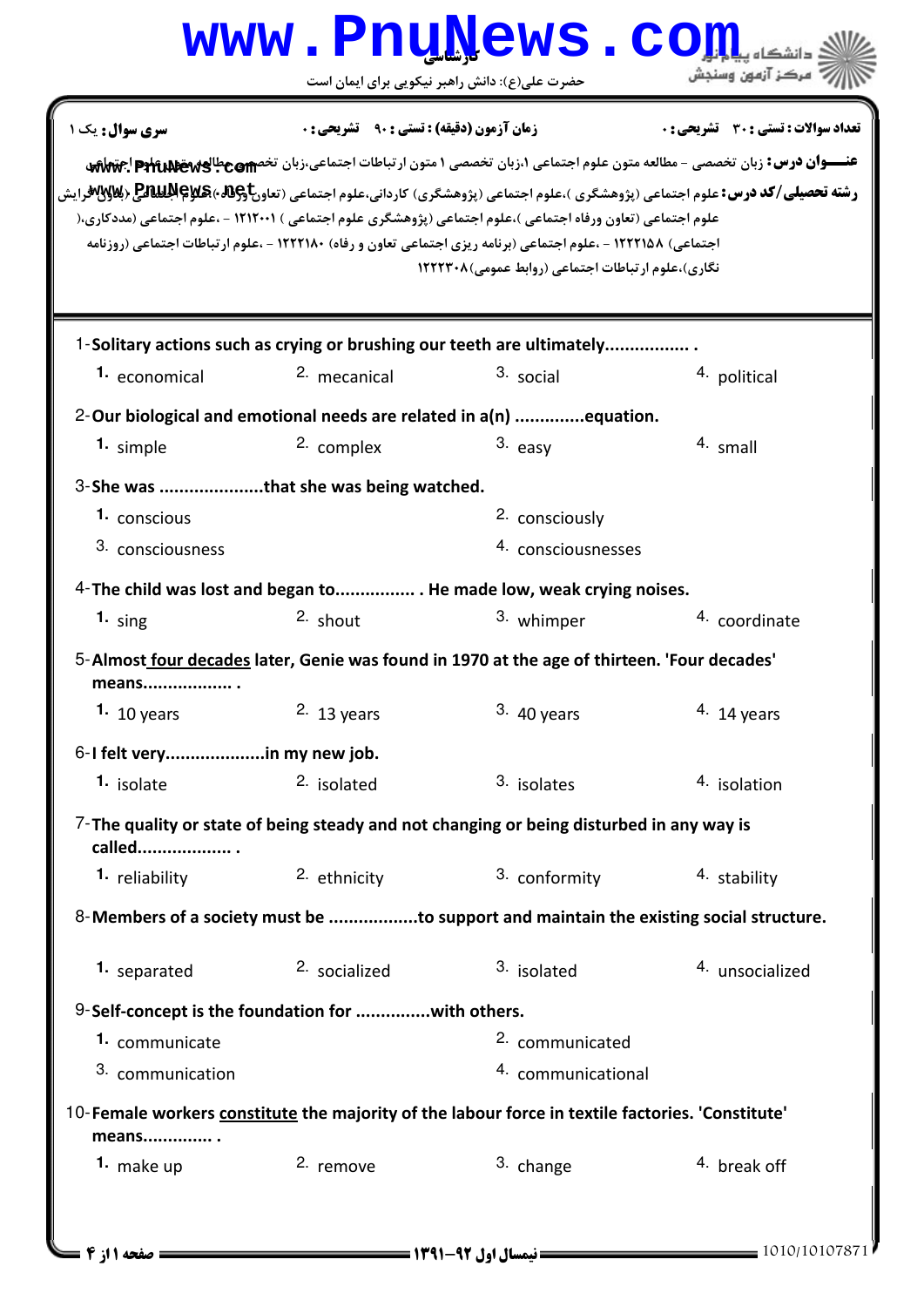کارشناسی

حضرت علی(ع): دانش راهبر نیکویی برای ایمان است

دانشگاه پیام نور
مرکز آزمون وسنجش

**سری سوال:** یک ۱ | **زمان آزمون (دقیقه) : تستی : ۹۰ تشریحی : ۰** | **تعداد سوالات : تستی : ۳۰ تشریحی : ۰**

**عنـــوان درس:** زبان تخصصی - مطالعه متون علوم اجتماعی ۱،زبان تخصصی ۱ متون ارتباطات اجتماعی،زبان تخصصی مطالعه متون علوم اجتماعی

**رشته تحصیلی/کد درس:** علوم اجتماعی (پژوهشگری )،علوم اجتماعی (پژوهشگری) کاردانی،علوم اجتماعی (تعاون ورفاه)،علوم اجتماعی (تعاون ورفاه) گرایش علوم اجتماعی (تعاون ورفاه اجتماعی )،علوم اجتماعی (پژوهشگری علوم اجتماعی ) ۱۲۱۲۰۰۱ - ،علوم اجتماعی (مددکاری اجتماعی) ۱۲۲۲۱۵۸ - ،علوم اجتماعی (برنامه ریزی اجتماعی تعاون و رفاه) ۱۲۲۲۱۸۰ - ،علوم ارتباطات اجتماعی (روزنامه نگاری)،علوم ارتباطات اجتماعی (روابط عمومی)۱۲۲۲۳۰۸

1-Solitary actions such as crying or brushing our teeth are ultimately................. .

1. economical
2. mecanical
3. social
4. political

2-Our biological and emotional needs are related in a(n) ..............equation.

1. simple
2. complex
3. easy
4. small

3-She was .....................that she was being watched.

1. conscious
2. consciously
3. consciousness
4. consciousnesses

4-The child was lost and began to................ . He made low, weak crying noises.

1. sing
2. shout
3. whimper
4. coordinate

5-Almost four decades later, Genie was found in 1970 at the age of thirteen. 'Four decades' means.................. .

1. 10 years
2. 13 years
3. 40 years
4. 14 years

6-I felt very....................in my new job.

1. isolate
2. isolated
3. isolates
4. isolation

7-The quality or state of being steady and not changing or being disturbed in any way is called................... .

1. reliability
2. ethnicity
3. conformity
4. stability

8-Members of a society must be ..................to support and maintain the existing social structure.

1. separated
2. socialized
3. isolated
4. unsocialized

9-Self-concept is the foundation for ...............with others.

1. communicate
2. communicated
3. communication
4. communicational

10-Female workers constitute the majority of the labour force in textile factories. 'Constitute' means.............. .

1. make up
2. remove
3. change
4. break off

نیمسال اول ۹۲-۱۳۹۱

1010/10107871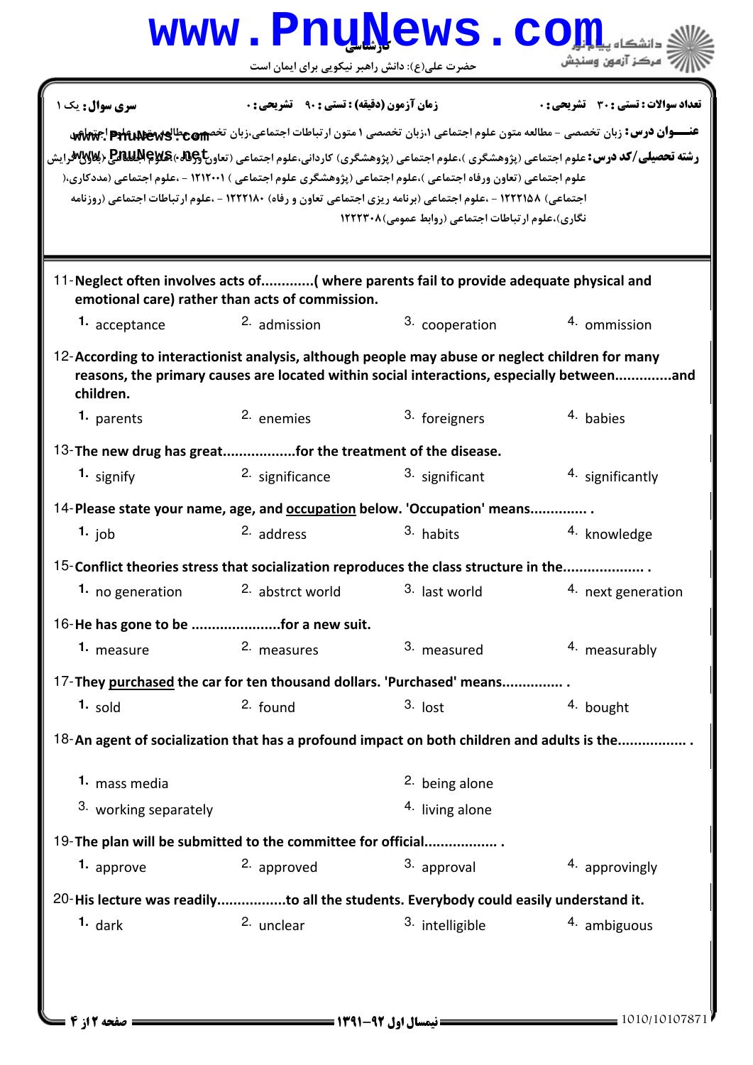**سری سوال:** یک ۱ | **زمان آزمون (دقیقه) : تستی : ۹۰ تشریحی : ۰** | **تعداد سوالات : تستی : ۳۰ تشریحی : ۰**

**عنـــوان درس:** زبان تخصصی - مطالعه متون علوم اجتماعی ۱،زبان تخصصی ۱ متون ارتباطات اجتماعی،زبان تخصصی مطالعه متون علوم اجتماعی

**رشته تحصیلی/کد درس:** علوم اجتماعی (پژوهشگری )،علوم اجتماعی (پژوهشگری) کاردانی،علوم اجتماعی (تعاون ورفاه )،علوم اجتماعی (علوم اجتماعی گرایش علوم اجتماعی (تعاون ورفاه اجتماعی )،علوم اجتماعی (پژوهشگری علوم اجتماعی ) ۱۲۱۲۰۰۱ - ،علوم اجتماعی (مددکاری اجتماعی) ۱۲۲۲۱۵۸ - ،علوم اجتماعی (برنامه ریزی اجتماعی تعاون و رفاه) ۱۲۲۲۱۸۰ - ،علوم ارتباطات اجتماعی (روزنامه نگاری)،علوم ارتباطات اجتماعی (روابط عمومی)۱۲۲۲۳۰۸

11-**Neglect often involves acts of............( where parents fail to provide adequate physical and emotional care) rather than acts of commission.**

1. acceptance
2. admission
3. cooperation
4. ommission

12-**According to interactionist analysis, although people may abuse or neglect children for many reasons, the primary causes are located within social interactions, especially between.............and children.**

1. parents
2. enemies
3. foreigners
4. babies

13-**The new drug has great..................for the treatment of the disease.**

1. signify
2. significance
3. significant
4. significantly

14-**Please state your name, age, and occupation below. 'Occupation' means............. .**

1. job
2. address
3. habits
4. knowledge

15-**Conflict theories stress that socialization reproduces the class structure in the................... .**

1. no generation
2. abstrct world
3. last world
4. next generation

16-**He has gone to be .....................for a new suit.**

1. measure
2. measures
3. measured
4. measurably

17-**They purchased the car for ten thousand dollars. 'Purchased' means............... .**

1. sold
2. found
3. lost
4. bought

18-**An agent of socialization that has a profound impact on both children and adults is the................ .**

1. mass media
2. being alone
3. working separately
4. living alone

19-**The plan will be submitted to the committee for official.................. .**

1. approve
2. approved
3. approval
4. approvingly

20-**His lecture was readily................to all the students. Everybody could easily understand it.**

1. dark
2. unclear
3. intelligible
4. ambiguous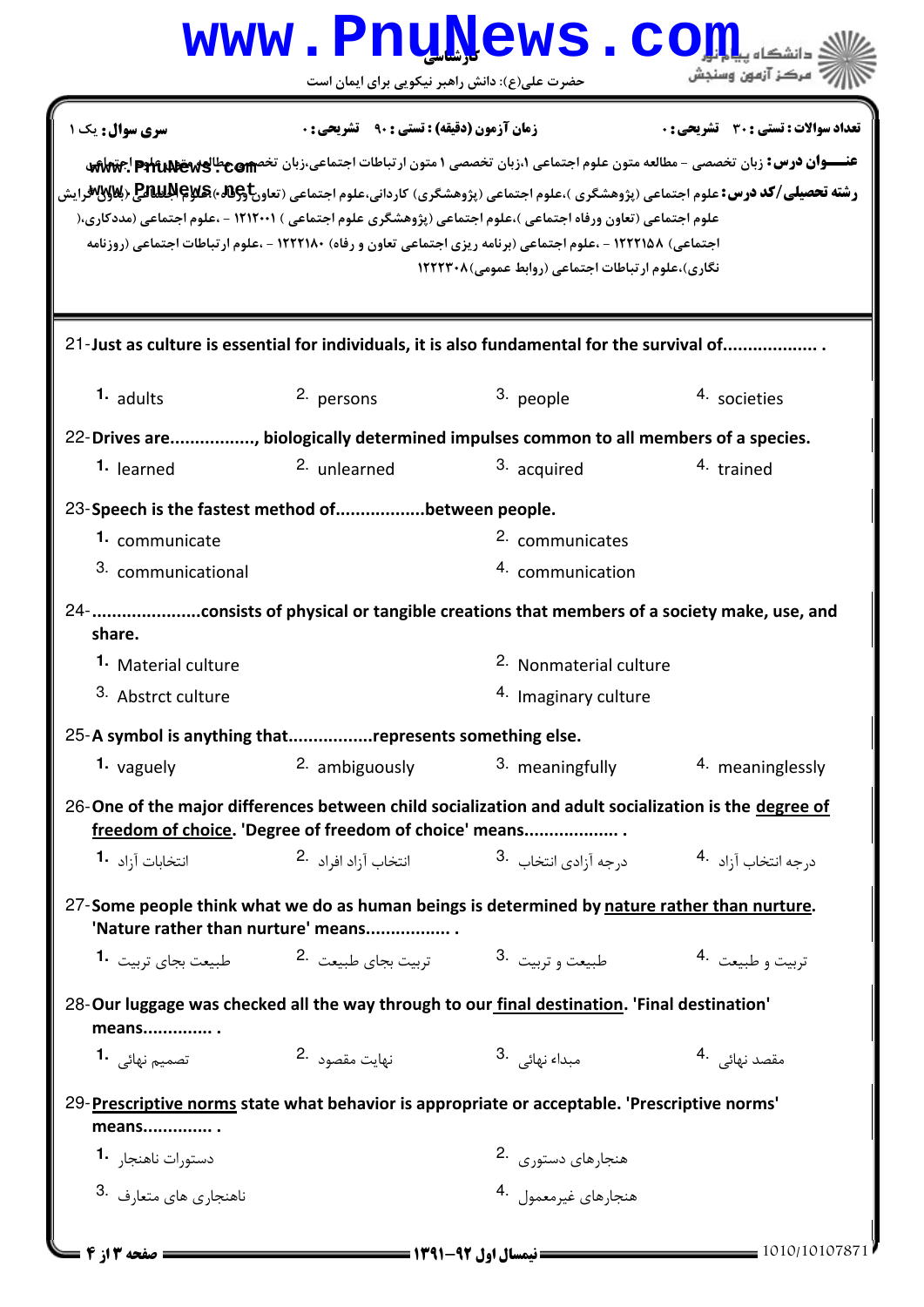**سری سوال:** یک ۱ | **زمان آزمون (دقیقه) : تستی : ۹۰ تشریحی : ۰** | **تعداد سوالات : تستی : ۳۰ تشریحی : ۰**

**عنـــوان درس:** زبان تخصصی - مطالعه متون علوم اجتماعی ۱،زبان تخصصی ۱ متون ارتباطات اجتماعی،زبان تخصصی مطالعه متون علوم اجتماعی

**رشته تحصیلی/کد درس:** علوم اجتماعی (پژوهشگری )،علوم اجتماعی (پژوهشگری) کاردانی،علوم اجتماعی (تعاون ورفاه)،علوم اجتماعی (تعاون گرایش علوم اجتماعی (تعاون ورفاه اجتماعی )،علوم اجتماعی (پژوهشگری علوم اجتماعی ) ۱۲۱۲۰۰۱ - ،علوم اجتماعی (مددکاری، اجتماعی) ۱۲۲۲۱۵۸ - ،علوم اجتماعی (برنامه ریزی اجتماعی تعاون و رفاه) ۱۲۲۲۱۸۰ - ،علوم ارتباطات اجتماعی (روزنامه نگاری)،علوم ارتباطات اجتماعی (روابط عمومی)۱۲۲۲۳۰۸

21-**Just as culture is essential for individuals, it is also fundamental for the survival of.................. .**

1. adults
2. persons
3. people
4. societies

22-**Drives are................, biologically determined impulses common to all members of a species.**

1. learned
2. unlearned
3. acquired
4. trained

23-**Speech is the fastest method of.................between people.**

1. communicate
2. communicates
3. communicational
4. communication

24-**.....................consists of physical or tangible creations that members of a society make, use, and share.**

1. Material culture
2. Nonmaterial culture
3. Abstrct culture
4. Imaginary culture

25-**A symbol is anything that................represents something else.**

1. vaguely
2. ambiguously
3. meaningfully
4. meaninglessly

26-**One of the major differences between child socialization and adult socialization is the degree of freedom of choice. 'Degree of freedom of choice' means.................. .**

1. انتخابات آزاد
2. انتخاب آزاد افراد
3. درجه آزادی انتخاب
4. درجه انتخاب آزاد

27-**Some people think what we do as human beings is determined by nature rather than nurture. 'Nature rather than nurture' means................ .**

1. طبیعت بجای تربیت
2. تربیت بجای طبیعت
3. طبیعت و تربیت
4. تربیت و طبیعت

28-**Our luggage was checked all the way through to our final destination. 'Final destination' means............. .**

1. تصمیم نهائی
2. نهایت مقصود
3. مبداء نهائی
4. مقصد نهائی

29-**Prescriptive norms state what behavior is appropriate or acceptable. 'Prescriptive norms' means............. .**

1. دستورات ناهنجار
2. هنجارهای دستوری
3. ناهنجاری های متعارف
4. هنجارهای غیرمعمول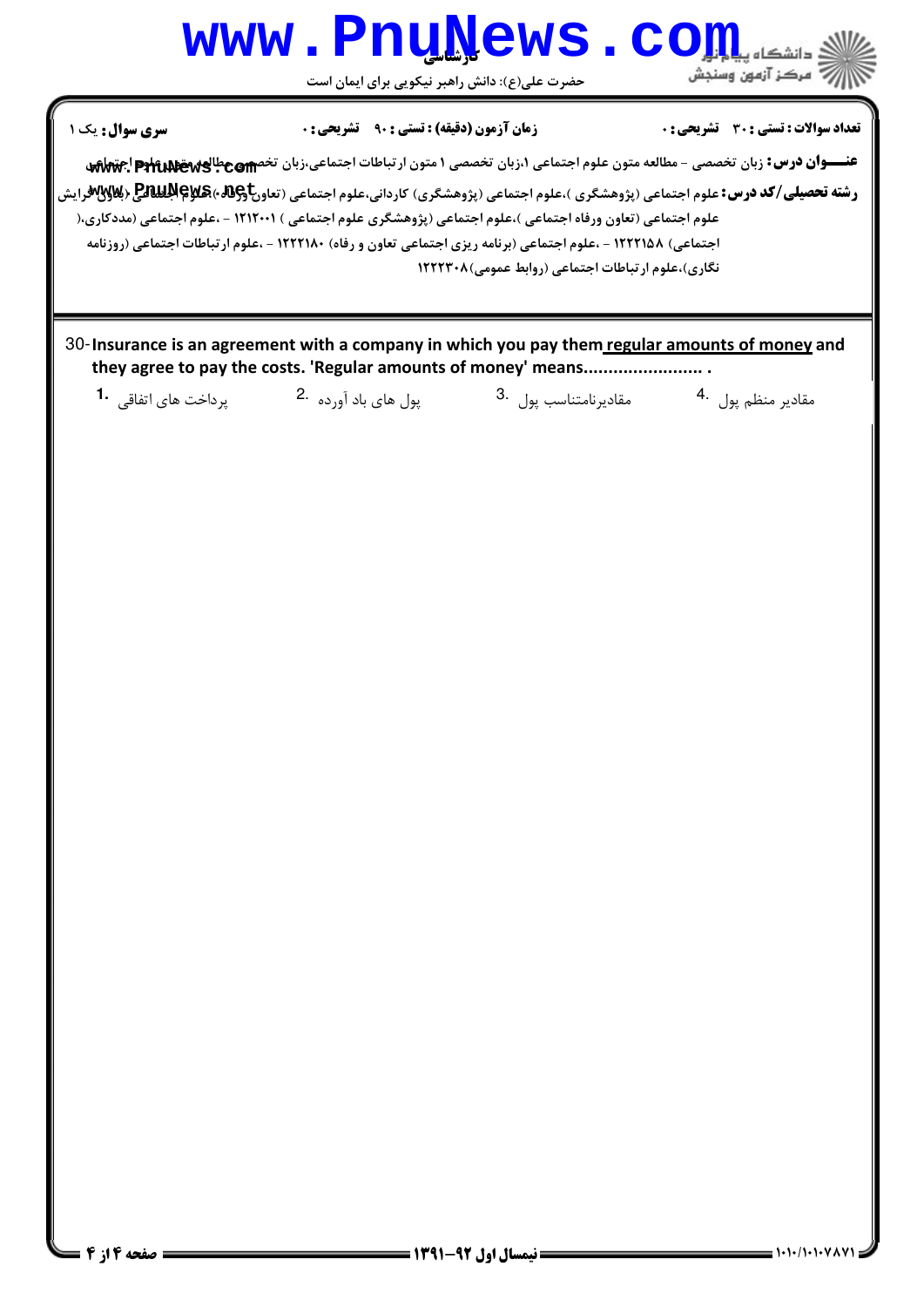**سری سوال:** یک ۱ | **زمان آزمون (دقیقه) : تستی : ۹۰ تشریحی : ۰** | **تعداد سوالات : تستی : ۳۰ تشریحی : ۰**

**عنـــوان درس:** زبان تخصصی - مطالعه متون علوم اجتماعی ۱،زبان تخصصی ۱ متون ارتباطات اجتماعی،زبان تخصصی مطالعه متون علوم اجتماعی

**رشته تحصیلی/کد درس:** علوم اجتماعی (پژوهشگری )،علوم اجتماعی (پژوهشگری) کاردانی،علوم اجتماعی (تعاون ورفاه)،علوم اجتماعی (تعاون) گرایش علوم اجتماعی (تعاون ورفاه اجتماعی )،علوم اجتماعی (پژوهشگری علوم اجتماعی ) ۱۲۱۲۰۰۱ - ،علوم اجتماعی (مددکاری،( اجتماعی) ۱۲۲۲۱۵۸ - ،علوم اجتماعی (برنامه ریزی اجتماعی تعاون و رفاه) ۱۲۲۲۱۸۰ - ،علوم ارتباطات اجتماعی (روزنامه نگاری)،علوم ارتباطات اجتماعی (روابط عمومی)۱۲۲۲۳۰۸

30- Insurance is an agreement with a company in which you pay them regular amounts of money and they agree to pay the costs. 'Regular amounts of money' means........................ .

1. پرداخت های اتفاقی
2. پول های باد آورده
3. مقادیرنامتناسب پول
4. مقادیر منظم پول